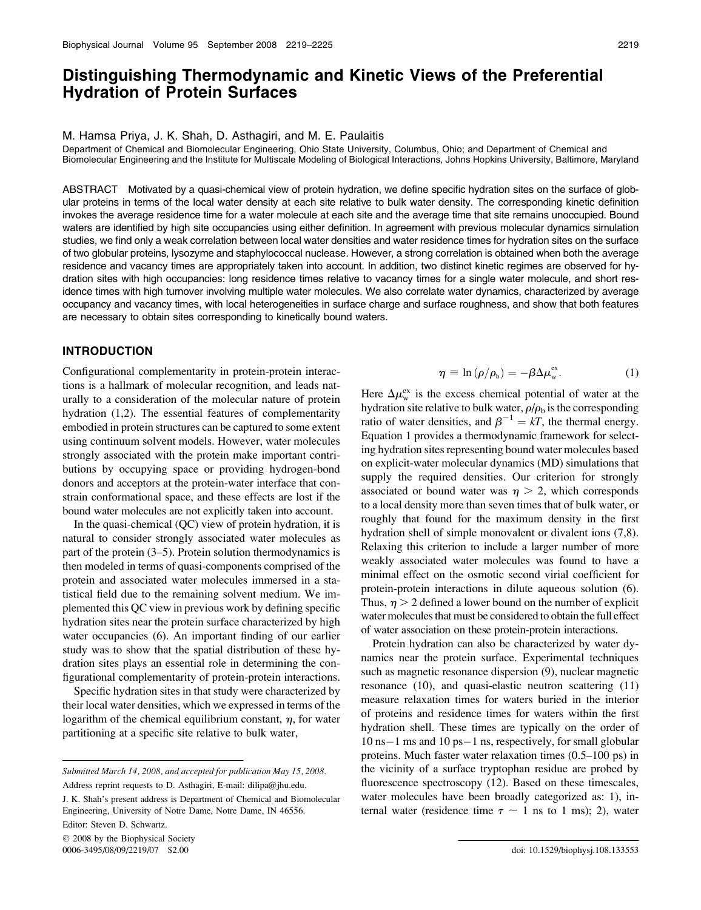# Distinguishing Thermodynamic and Kinetic Views of the Preferential Hydration of Protein Surfaces

M. Hamsa Priya, J. K. Shah, D. Asthagiri, and M. E. Paulaitis

Department of Chemical and Biomolecular Engineering, Ohio State University, Columbus, Ohio; and Department of Chemical and Biomolecular Engineering and the Institute for Multiscale Modeling of Biological Interactions, Johns Hopkins University, Baltimore, Maryland

ABSTRACT Motivated by a quasi-chemical view of protein hydration, we define specific hydration sites on the surface of globular proteins in terms of the local water density at each site relative to bulk water density. The corresponding kinetic definition invokes the average residence time for a water molecule at each site and the average time that site remains unoccupied. Bound waters are identified by high site occupancies using either definition. In agreement with previous molecular dynamics simulation studies, we find only a weak correlation between local water densities and water residence times for hydration sites on the surface of two globular proteins, lysozyme and staphylococcal nuclease. However, a strong correlation is obtained when both the average residence and vacancy times are appropriately taken into account. In addition, two distinct kinetic regimes are observed for hydration sites with high occupancies: long residence times relative to vacancy times for a single water molecule, and short residence times with high turnover involving multiple water molecules. We also correlate water dynamics, characterized by average occupancy and vacancy times, with local heterogeneities in surface charge and surface roughness, and show that both features are necessary to obtain sites corresponding to kinetically bound waters.

## INTRODUCTION

Configurational complementarity in protein-protein interactions is a hallmark of molecular recognition, and leads naturally to a consideration of the molecular nature of protein hydration (1,2). The essential features of complementarity embodied in protein structures can be captured to some extent using continuum solvent models. However, water molecules strongly associated with the protein make important contributions by occupying space or providing hydrogen-bond donors and acceptors at the protein-water interface that constrain conformational space, and these effects are lost if the bound water molecules are not explicitly taken into account.

In the quasi-chemical (QC) view of protein hydration, it is natural to consider strongly associated water molecules as part of the protein (3–5). Protein solution thermodynamics is then modeled in terms of quasi-components comprised of the protein and associated water molecules immersed in a statistical field due to the remaining solvent medium. We implemented this QC view in previous work by defining specific hydration sites near the protein surface characterized by high water occupancies (6). An important finding of our earlier study was to show that the spatial distribution of these hydration sites plays an essential role in determining the configurational complementarity of protein-protein interactions.

Specific hydration sites in that study were characterized by their local water densities, which we expressed in terms of the logarithm of the chemical equilibrium constant, $\eta$, for water partitioning at a specific site relative to bulk water,

$$\eta \equiv \ln(\rho/\rho_b) = -\beta\Delta\mu_w^{ex}. \tag{1}$$

Here $\Delta\mu_w^{ex}$ is the excess chemical potential of water at the hydration site relative to bulk water, $\rho/\rho_b$ is the corresponding ratio of water densities, and $\beta^{-1} = kT$, the thermal energy. Equation 1 provides a thermodynamic framework for selecting hydration sites representing bound water molecules based on explicit-water molecular dynamics (MD) simulations that supply the required densities. Our criterion for strongly associated or bound water was $\eta > 2$, which corresponds to a local density more than seven times that of bulk water, or roughly that found for the maximum density in the first hydration shell of simple monovalent or divalent ions (7,8). Relaxing this criterion to include a larger number of more weakly associated water molecules was found to have a minimal effect on the osmotic second virial coefficient for protein-protein interactions in dilute aqueous solution (6). Thus, $\eta > 2$ defined a lower bound on the number of explicit water molecules that must be considered to obtain the full effect of water association on these protein-protein interactions.

Protein hydration can also be characterized by water dynamics near the protein surface. Experimental techniques such as magnetic resonance dispersion (9), nuclear magnetic resonance (10), and quasi-elastic neutron scattering (11) measure relaxation times for waters buried in the interior of proteins and residence times for waters within the first hydration shell. These times are typically on the order of 10 ns−1 ms and 10 ps−1 ns, respectively, for small globular proteins. Much faster water relaxation times (0.5–100 ps) in the vicinity of a surface tryptophan residue are probed by fluorescence spectroscopy (12). Based on these timescales, water molecules have been broadly categorized as: 1), internal water (residence time $\tau \sim$ 1 ns to 1 ms); 2), water

Submitted March 14, 2008, and accepted for publication May 15, 2008.

Address reprint requests to D. Asthagiri, E-mail: dilipa@jhu.edu.

J. K. Shah's present address is Department of Chemical and Biomolecular Engineering, University of Notre Dame, Notre Dame, IN 46556.

Editor: Steven D. Schwartz.

© 2008 by the Biophysical Society
0006-3495/08/09/2219/07 $2.00

doi: 10.1529/biophysj.108.133553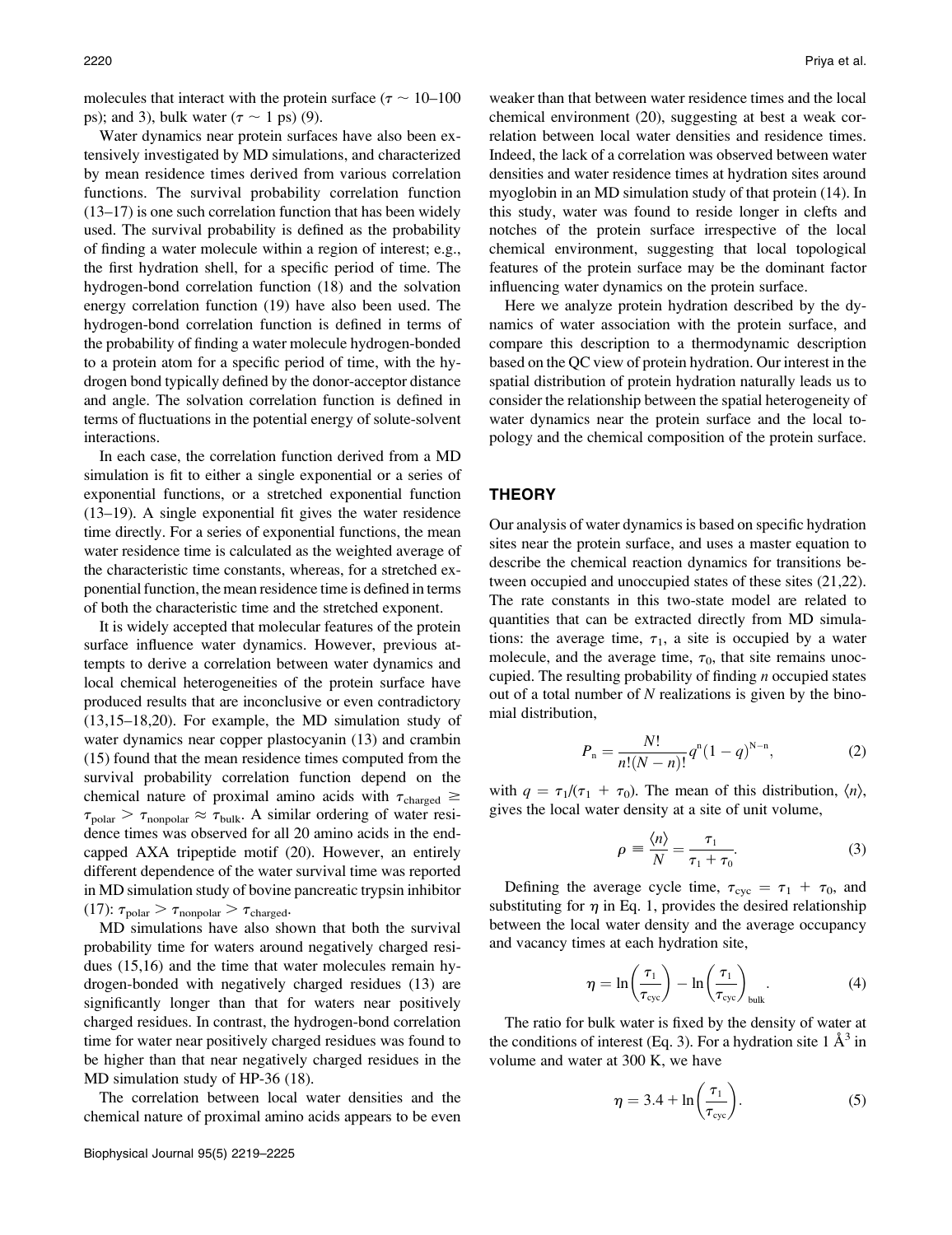molecules that interact with the protein surface ($\tau \sim$ 10–100 ps); and 3), bulk water ($\tau \sim$ 1 ps) (9).

Water dynamics near protein surfaces have also been extensively investigated by MD simulations, and characterized by mean residence times derived from various correlation functions. The survival probability correlation function (13–17) is one such correlation function that has been widely used. The survival probability is defined as the probability of finding a water molecule within a region of interest; e.g., the first hydration shell, for a specific period of time. The hydrogen-bond correlation function (18) and the solvation energy correlation function (19) have also been used. The hydrogen-bond correlation function is defined in terms of the probability of finding a water molecule hydrogen-bonded to a protein atom for a specific period of time, with the hydrogen bond typically defined by the donor-acceptor distance and angle. The solvation correlation function is defined in terms of fluctuations in the potential energy of solute-solvent interactions.

In each case, the correlation function derived from a MD simulation is fit to either a single exponential or a series of exponential functions, or a stretched exponential function (13–19). A single exponential fit gives the water residence time directly. For a series of exponential functions, the mean water residence time is calculated as the weighted average of the characteristic time constants, whereas, for a stretched exponential function, the mean residence time is defined in terms of both the characteristic time and the stretched exponent.

It is widely accepted that molecular features of the protein surface influence water dynamics. However, previous attempts to derive a correlation between water dynamics and local chemical heterogeneities of the protein surface have produced results that are inconclusive or even contradictory (13,15–18,20). For example, the MD simulation study of water dynamics near copper plastocyanin (13) and crambin (15) found that the mean residence times computed from the survival probability correlation function depend on the chemical nature of proximal amino acids with $\tau_{\text{charged}} \geq \tau_{\text{polar}} > \tau_{\text{nonpolar}} \approx \tau_{\text{bulk}}$. A similar ordering of water residence times was observed for all 20 amino acids in the end-capped AXA tripeptide motif (20). However, an entirely different dependence of the water survival time was reported in MD simulation study of bovine pancreatic trypsin inhibitor (17): $\tau_{\text{polar}} > \tau_{\text{nonpolar}} > \tau_{\text{charged}}$.

MD simulations have also shown that both the survival probability time for waters around negatively charged residues (15,16) and the time that water molecules remain hydrogen-bonded with negatively charged residues (13) are significantly longer than that for waters near positively charged residues. In contrast, the hydrogen-bond correlation time for water near positively charged residues was found to be higher than that near negatively charged residues in the MD simulation study of HP-36 (18).

The correlation between local water densities and the chemical nature of proximal amino acids appears to be even weaker than that between water residence times and the local chemical environment (20), suggesting at best a weak correlation between local water densities and residence times. Indeed, the lack of a correlation was observed between water densities and water residence times at hydration sites around myoglobin in an MD simulation study of that protein (14). In this study, water was found to reside longer in clefts and notches of the protein surface irrespective of the local chemical environment, suggesting that local topological features of the protein surface may be the dominant factor influencing water dynamics on the protein surface.

Here we analyze protein hydration described by the dynamics of water association with the protein surface, and compare this description to a thermodynamic description based on the QC view of protein hydration. Our interest in the spatial distribution of protein hydration naturally leads us to consider the relationship between the spatial heterogeneity of water dynamics near the protein surface and the local topology and the chemical composition of the protein surface.

## THEORY

Our analysis of water dynamics is based on specific hydration sites near the protein surface, and uses a master equation to describe the chemical reaction dynamics for transitions between occupied and unoccupied states of these sites (21,22). The rate constants in this two-state model are related to quantities that can be extracted directly from MD simulations: the average time, $\tau_1$, a site is occupied by a water molecule, and the average time, $\tau_0$, that site remains unoccupied. The resulting probability of finding $n$ occupied states out of a total number of $N$ realizations is given by the binomial distribution,

$$P_n = \frac{N!}{n!(N-n)!} q^n (1-q)^{N-n}, \tag{2}$$

with $q = \tau_1/(\tau_1 + \tau_0)$. The mean of this distribution, $\langle n \rangle$, gives the local water density at a site of unit volume,

$$\rho \equiv \frac{\langle n \rangle}{N} = \frac{\tau_1}{\tau_1 + \tau_0}. \tag{3}$$

Defining the average cycle time, $\tau_{\text{cyc}} = \tau_1 + \tau_0$, and substituting for $\eta$ in Eq. 1, provides the desired relationship between the local water density and the average occupancy and vacancy times at each hydration site,

$$\eta = \ln\left(\frac{\tau_1}{\tau_{\text{cyc}}}\right) - \ln\left(\frac{\tau_1}{\tau_{\text{cyc}}}\right)_{\text{bulk}}. \tag{4}$$

The ratio for bulk water is fixed by the density of water at the conditions of interest (Eq. 3). For a hydration site 1 Å$^3$ in volume and water at 300 K, we have

$$\eta = 3.4 + \ln\left(\frac{\tau_1}{\tau_{\text{cyc}}}\right). \tag{5}$$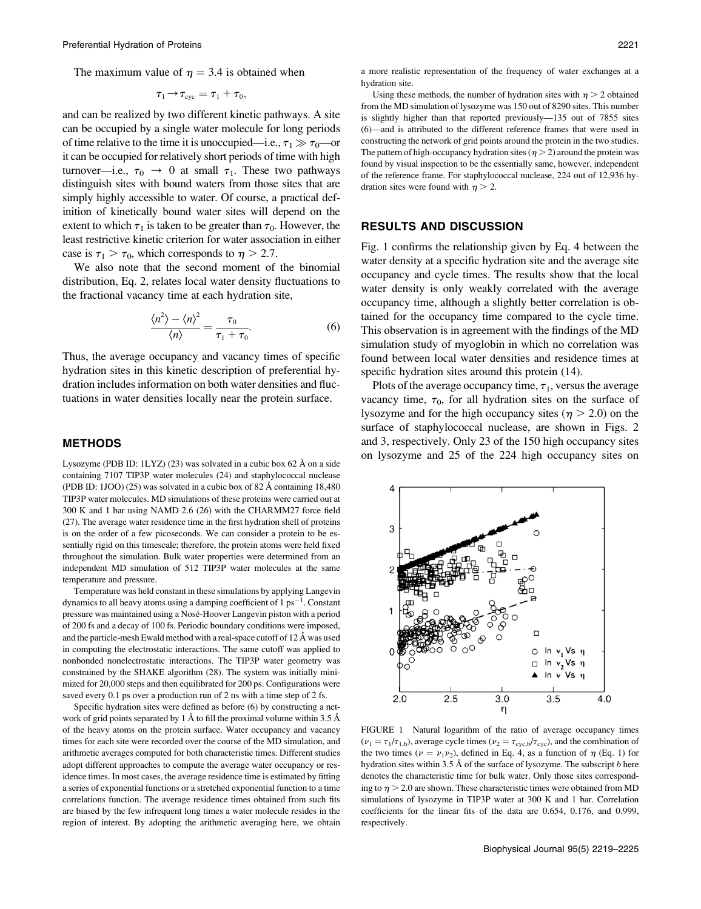The maximum value of $\eta = 3.4$ is obtained when

$$\tau_1 \to \tau_{cyc} = \tau_1 + \tau_0,$$

and can be realized by two different kinetic pathways. A site can be occupied by a single water molecule for long periods of time relative to the time it is unoccupied—i.e., $\tau_1 \gg \tau_0$—or it can be occupied for relatively short periods of time with high turnover—i.e., $\tau_0 \to 0$ at small $\tau_1$. These two pathways distinguish sites with bound waters from those sites that are simply highly accessible to water. Of course, a practical definition of kinetically bound water sites will depend on the extent to which $\tau_1$ is taken to be greater than $\tau_0$. However, the least restrictive kinetic criterion for water association in either case is $\tau_1 > \tau_0$, which corresponds to $\eta > 2.7$.

We also note that the second moment of the binomial distribution, Eq. 2, relates local water density fluctuations to the fractional vacancy time at each hydration site,

$$\frac{\langle n^2 \rangle - \langle n \rangle^2}{\langle n \rangle} = \frac{\tau_0}{\tau_1 + \tau_0}. \quad (6)$$

Thus, the average occupancy and vacancy times of specific hydration sites in this kinetic description of preferential hydration includes information on both water densities and fluctuations in water densities locally near the protein surface.

## METHODS

Lysozyme (PDB ID: 1LYZ) (23) was solvated in a cubic box 62 Å on a side containing 7107 TIP3P water molecules (24) and staphylococcal nuclease (PDB ID: 1JOO) (25) was solvated in a cubic box of 82 Å containing 18,480 TIP3P water molecules. MD simulations of these proteins were carried out at 300 K and 1 bar using NAMD 2.6 (26) with the CHARMM27 force field (27). The average water residence time in the first hydration shell of proteins is on the order of a few picoseconds. We can consider a protein to be essentially rigid on this timescale; therefore, the protein atoms were held fixed throughout the simulation. Bulk water properties were determined from an independent MD simulation of 512 TIP3P water molecules at the same temperature and pressure.

Temperature was held constant in these simulations by applying Langevin dynamics to all heavy atoms using a damping coefficient of 1 $ps^{-1}$. Constant pressure was maintained using a Nosé-Hoover Langevin piston with a period of 200 fs and a decay of 100 fs. Periodic boundary conditions were imposed, and the particle-mesh Ewald method with a real-space cutoff of 12 Å was used in computing the electrostatic interactions. The same cutoff was applied to nonbonded nonelectrostatic interactions. The TIP3P water geometry was constrained by the SHAKE algorithm (28). The system was initially minimized for 20,000 steps and then equilibrated for 200 ps. Configurations were saved every 0.1 ps over a production run of 2 ns with a time step of 2 fs.

Specific hydration sites were defined as before (6) by constructing a network of grid points separated by 1 Å to fill the proximal volume within 3.5 Å of the heavy atoms on the protein surface. Water occupancy and vacancy times for each site were recorded over the course of the MD simulation, and arithmetic averages computed for both characteristic times. Different studies adopt different approaches to compute the average water occupancy or residence times. In most cases, the average residence time is estimated by fitting a series of exponential functions or a stretched exponential function to a time correlations function. The average residence times obtained from such fits are biased by the few infrequent long times a water molecule resides in the region of interest. By adopting the arithmetic averaging here, we obtain a more realistic representation of the frequency of water exchanges at a hydration site.

Using these methods, the number of hydration sites with $\eta > 2$ obtained from the MD simulation of lysozyme was 150 out of 8290 sites. This number is slightly higher than that reported previously—135 out of 7855 sites (6)—and is attributed to the different reference frames that were used in constructing the network of grid points around the protein in the two studies. The pattern of high-occupancy hydration sites ($\eta > 2$) around the protein was found by visual inspection to be the essentially same, however, independent of the reference frame. For staphylococcal nuclease, 224 out of 12,936 hydration sites were found with $\eta > 2$.

## RESULTS AND DISCUSSION

Fig. 1 confirms the relationship given by Eq. 4 between the water density at a specific hydration site and the average site occupancy and cycle times. The results show that the local water density is only weakly correlated with the average occupancy time, although a slightly better correlation is obtained for the occupancy time compared to the cycle time. This observation is in agreement with the findings of the MD simulation study of myoglobin in which no correlation was found between local water densities and residence times at specific hydration sites around this protein (14).

Plots of the average occupancy time, $\tau_1$, versus the average vacancy time, $\tau_0$, for all hydration sites on the surface of lysozyme and for the high occupancy sites ($\eta > 2.0$) on the surface of staphylococcal nuclease, are shown in Figs. 2 and 3, respectively. Only 23 of the 150 high occupancy sites on lysozyme and 25 of the 224 high occupancy sites on

FIGURE 1 Natural logarithm of the ratio of average occupancy times ($\nu_1 = \tau_1/\tau_{1,b}$), average cycle times ($\nu_2 = \tau_{cyc,b}/\tau_{cyc}$), and the combination of the two times ($\nu = \nu_1\nu_2$), defined in Eq. 4, as a function of $\eta$ (Eq. 1) for hydration sites within 3.5 Å of the surface of lysozyme. The subscript $b$ here denotes the characteristic time for bulk water. Only those sites corresponding to $\eta > 2.0$ are shown. These characteristic times were obtained from MD simulations of lysozyme in TIP3P water at 300 K and 1 bar. Correlation coefficients for the linear fits of the data are 0.654, 0.176, and 0.999, respectively.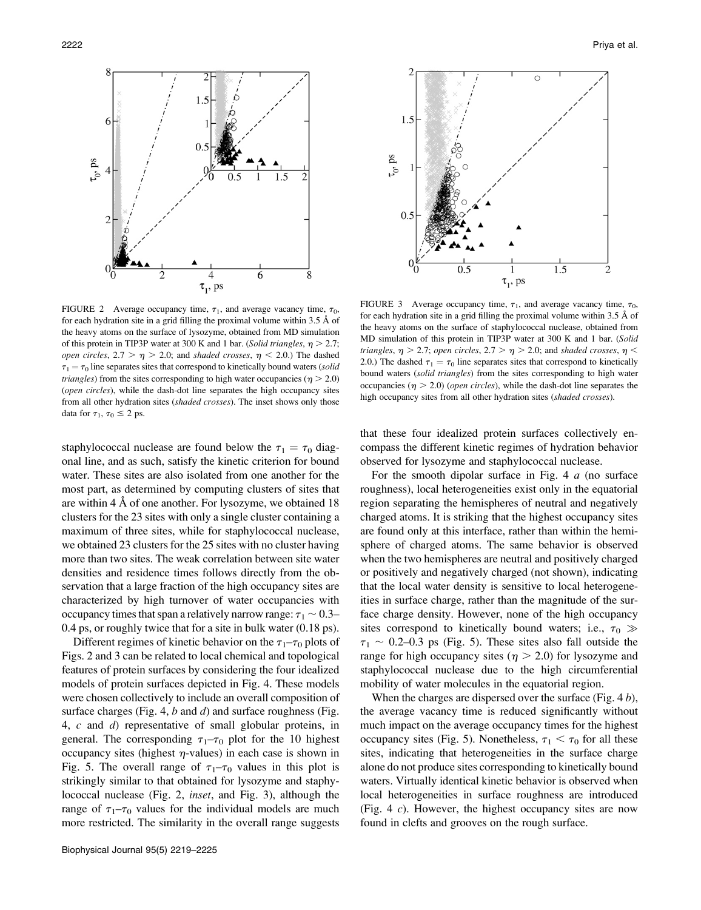FIGURE 2 Average occupancy time, $\tau_1$, and average vacancy time, $\tau_0$, for each hydration site in a grid filling the proximal volume within 3.5 Å of the heavy atoms on the surface of lysozyme, obtained from MD simulation of this protein in TIP3P water at 300 K and 1 bar. (*Solid triangles*, $\eta > 2.7$; *open circles*, $2.7 > \eta > 2.0$; and *shaded crosses*, $\eta < 2.0$.) The dashed $\tau_1 = \tau_0$ line separates sites that correspond to kinetically bound waters (*solid triangles*) from the sites corresponding to high water occupancies ($\eta > 2.0$) (*open circles*), while the dash-dot line separates the high occupancy sites from all other hydration sites (*shaded crosses*). The inset shows only those data for $\tau_1$, $\tau_0 \leq 2$ ps.

FIGURE 3 Average occupancy time, $\tau_1$, and average vacancy time, $\tau_0$, for each hydration site in a grid filling the proximal volume within 3.5 Å of the heavy atoms on the surface of staphylococcal nuclease, obtained from MD simulation of this protein in TIP3P water at 300 K and 1 bar. (*Solid triangles*, $\eta > 2.7$; *open circles*, $2.7 > \eta > 2.0$; and *shaded crosses*, $\eta < 2.0$.) The dashed $\tau_1 = \tau_0$ line separates sites that correspond to kinetically bound waters (*solid triangles*) from the sites corresponding to high water occupancies ($\eta > 2.0$) (*open circles*), while the dash-dot line separates the high occupancy sites from all other hydration sites (*shaded crosses*).

staphylococcal nuclease are found below the $\tau_1 = \tau_0$ diagonal line, and as such, satisfy the kinetic criterion for bound water. These sites are also isolated from one another for the most part, as determined by computing clusters of sites that are within 4 Å of one another. For lysozyme, we obtained 18 clusters for the 23 sites with only a single cluster containing a maximum of three sites, while for staphylococcal nuclease, we obtained 23 clusters for the 25 sites with no cluster having more than two sites. The weak correlation between site water densities and residence times follows directly from the observation that a large fraction of the high occupancy sites are characterized by high turnover of water occupancies with occupancy times that span a relatively narrow range: $\tau_1 \sim 0.3$–$0.4$ ps, or roughly twice that for a site in bulk water (0.18 ps).

Different regimes of kinetic behavior on the $\tau_1$–$\tau_0$ plots of Figs. 2 and 3 can be related to local chemical and topological features of protein surfaces by considering the four idealized models of protein surfaces depicted in Fig. 4. These models were chosen collectively to include an overall composition of surface charges (Fig. 4, *b* and *d*) and surface roughness (Fig. 4, *c* and *d*) representative of small globular proteins, in general. The corresponding $\tau_1$–$\tau_0$ plot for the 10 highest occupancy sites (highest $\eta$-values) in each case is shown in Fig. 5. The overall range of $\tau_1$–$\tau_0$ values in this plot is strikingly similar to that obtained for lysozyme and staphylococcal nuclease (Fig. 2, *inset*, and Fig. 3), although the range of $\tau_1$–$\tau_0$ values for the individual models are much more restricted. The similarity in the overall range suggests that these four idealized protein surfaces collectively encompass the different kinetic regimes of hydration behavior observed for lysozyme and staphylococcal nuclease.

For the smooth dipolar surface in Fig. 4 *a* (no surface roughness), local heterogeneities exist only in the equatorial region separating the hemispheres of neutral and negatively charged atoms. It is striking that the highest occupancy sites are found only at this interface, rather than within the hemisphere of charged atoms. The same behavior is observed when the two hemispheres are neutral and positively charged or positively and negatively charged (not shown), indicating that the local water density is sensitive to local heterogeneities in surface charge, rather than the magnitude of the surface charge density. However, none of the high occupancy sites correspond to kinetically bound waters; i.e., $\tau_0 \gg \tau_1 \sim 0.2$–$0.3$ ps (Fig. 5). These sites also fall outside the range for high occupancy sites ($\eta > 2.0$) for lysozyme and staphylococcal nuclease due to the high circumferential mobility of water molecules in the equatorial region.

When the charges are dispersed over the surface (Fig. 4 *b*), the average vacancy time is reduced significantly without much impact on the average occupancy times for the highest occupancy sites (Fig. 5). Nonetheless, $\tau_1 < \tau_0$ for all these sites, indicating that heterogeneities in the surface charge alone do not produce sites corresponding to kinetically bound waters. Virtually identical kinetic behavior is observed when local heterogeneities in surface roughness are introduced (Fig. 4 *c*). However, the highest occupancy sites are now found in clefts and grooves on the rough surface.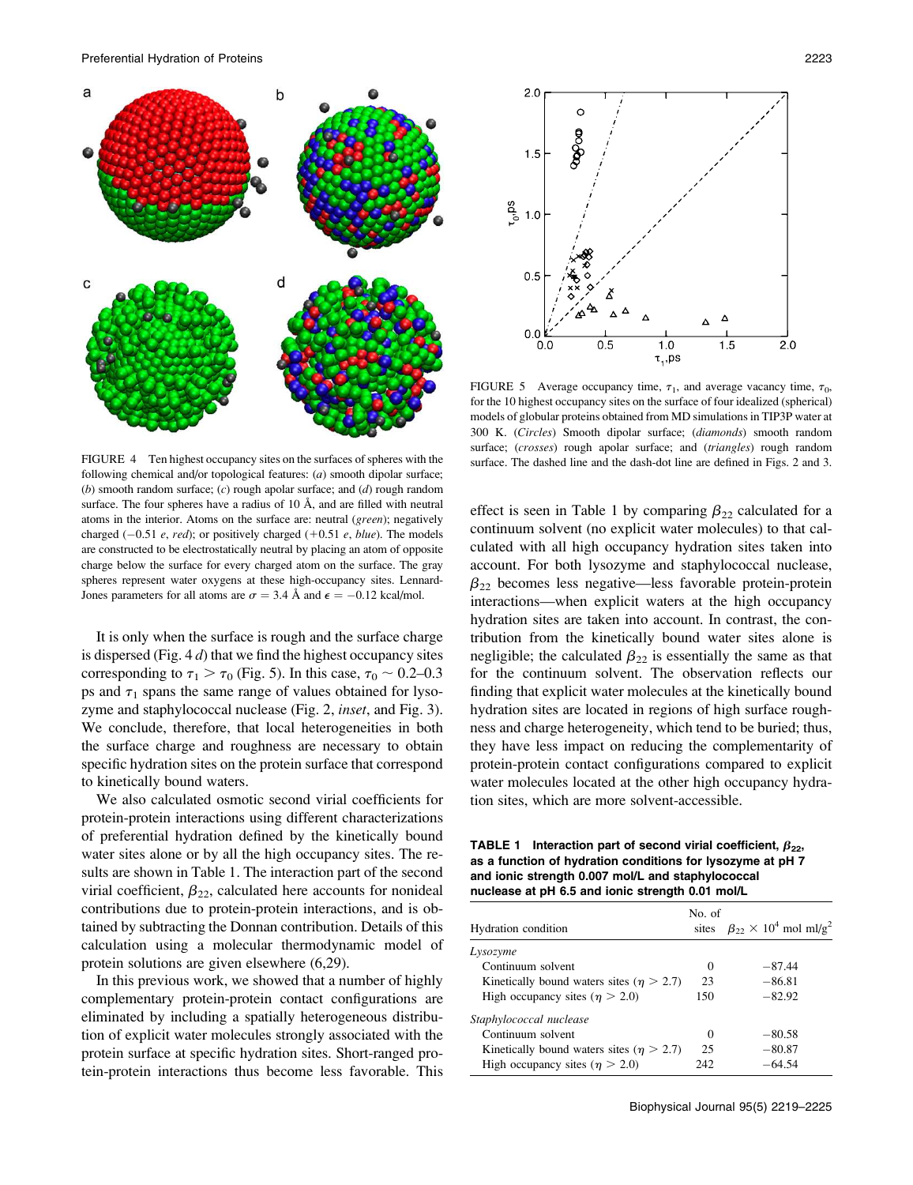FIGURE 4 Ten highest occupancy sites on the surfaces of spheres with the following chemical and/or topological features: (*a*) smooth dipolar surface; (*b*) smooth random surface; (*c*) rough apolar surface; and (*d*) rough random surface. The four spheres have a radius of 10 Å, and are filled with neutral atoms in the interior. Atoms on the surface are: neutral (*green*); negatively charged ($-0.51$ *e*, *red*); or positively charged ($+0.51$ *e*, *blue*). The models are constructed to be electrostatically neutral by placing an atom of opposite charge below the surface for every charged atom on the surface. The gray spheres represent water oxygens at these high-occupancy sites. Lennard-Jones parameters for all atoms are $\sigma = 3.4$ Å and $\epsilon = -0.12$ kcal/mol.

It is only when the surface is rough and the surface charge is dispersed (Fig. 4 *d*) that we find the highest occupancy sites corresponding to $\tau_1 > \tau_0$ (Fig. 5). In this case, $\tau_0 \sim 0.2$–$0.3$ ps and $\tau_1$ spans the same range of values obtained for lysozyme and staphylococcal nuclease (Fig. 2, *inset*, and Fig. 3). We conclude, therefore, that local heterogeneities in both the surface charge and roughness are necessary to obtain specific hydration sites on the protein surface that correspond to kinetically bound waters.

We also calculated osmotic second virial coefficients for protein-protein interactions using different characterizations of preferential hydration defined by the kinetically bound water sites alone or by all the high occupancy sites. The results are shown in Table 1. The interaction part of the second virial coefficient, $\beta_{22}$, calculated here accounts for nonideal contributions due to protein-protein interactions, and is obtained by subtracting the Donnan contribution. Details of this calculation using a molecular thermodynamic model of protein solutions are given elsewhere (6,29).

In this previous work, we showed that a number of highly complementary protein-protein contact configurations are eliminated by including a spatially heterogeneous distribution of explicit water molecules strongly associated with the protein surface at specific hydration sites. Short-ranged protein-protein interactions thus become less favorable. This effect is seen in Table 1 by comparing $\beta_{22}$ calculated for a continuum solvent (no explicit water molecules) to that calculated with all high occupancy hydration sites taken into account. For both lysozyme and staphylococcal nuclease, $\beta_{22}$ becomes less negative—less favorable protein-protein interactions—when explicit waters at the high occupancy hydration sites are taken into account. In contrast, the contribution from the kinetically bound water sites alone is negligible; the calculated $\beta_{22}$ is essentially the same as that for the continuum solvent. The observation reflects our finding that explicit water molecules at the kinetically bound hydration sites are located in regions of high surface roughness and charge heterogeneity, which tend to be buried; thus, they have less impact on reducing the complementarity of protein-protein contact configurations compared to explicit water molecules located at the other high occupancy hydration sites, which are more solvent-accessible.

FIGURE 5 Average occupancy time, $\tau_1$, and average vacancy time, $\tau_0$, for the 10 highest occupancy sites on the surface of four idealized (spherical) models of globular proteins obtained from MD simulations in TIP3P water at 300 K. (*Circles*) Smooth dipolar surface; (*diamonds*) smooth random surface; (*crosses*) rough apolar surface; and (*triangles*) rough random surface. The dashed line and the dash-dot line are defined in Figs. 2 and 3.

**TABLE 1 Interaction part of second virial coefficient, $\beta_{22}$, as a function of hydration conditions for lysozyme at pH 7 and ionic strength 0.007 mol/L and staphylococcal nuclease at pH 6.5 and ionic strength 0.01 mol/L**

| Hydration condition | No. of sites | $\beta_{22} \times 10^4$ mol ml/g$^2$ |
|---|---|---|
| *Lysozyme* | | |
| Continuum solvent | 0 | $-87.44$ |
| Kinetically bound waters sites ($\eta > 2.7$) | 23 | $-86.81$ |
| High occupancy sites ($\eta > 2.0$) | 150 | $-82.92$ |
| *Staphylococcal nuclease* | | |
| Continuum solvent | 0 | $-80.58$ |
| Kinetically bound waters sites ($\eta > 2.7$) | 25 | $-80.87$ |
| High occupancy sites ($\eta > 2.0$) | 242 | $-64.54$ |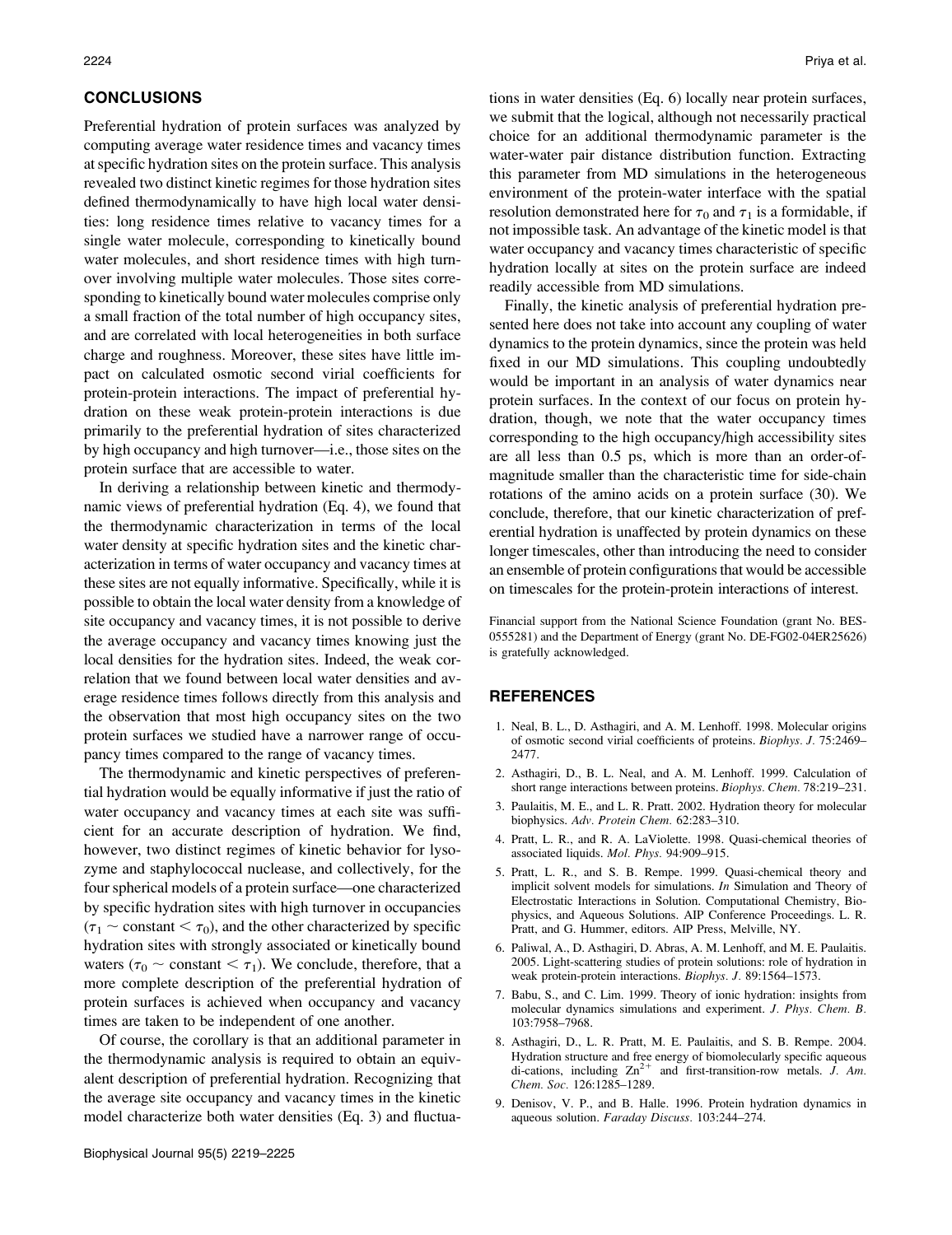## CONCLUSIONS

Preferential hydration of protein surfaces was analyzed by computing average water residence times and vacancy times at specific hydration sites on the protein surface. This analysis revealed two distinct kinetic regimes for those hydration sites defined thermodynamically to have high local water densities: long residence times relative to vacancy times for a single water molecule, corresponding to kinetically bound water molecules, and short residence times with high turnover involving multiple water molecules. Those sites corresponding to kinetically bound water molecules comprise only a small fraction of the total number of high occupancy sites, and are correlated with local heterogeneities in both surface charge and roughness. Moreover, these sites have little impact on calculated osmotic second virial coefficients for protein-protein interactions. The impact of preferential hydration on these weak protein-protein interactions is due primarily to the preferential hydration of sites characterized by high occupancy and high turnover—i.e., those sites on the protein surface that are accessible to water.

In deriving a relationship between kinetic and thermodynamic views of preferential hydration (Eq. 4), we found that the thermodynamic characterization in terms of the local water density at specific hydration sites and the kinetic characterization in terms of water occupancy and vacancy times at these sites are not equally informative. Specifically, while it is possible to obtain the local water density from a knowledge of site occupancy and vacancy times, it is not possible to derive the average occupancy and vacancy times knowing just the local densities for the hydration sites. Indeed, the weak correlation that we found between local water densities and average residence times follows directly from this analysis and the observation that most high occupancy sites on the two protein surfaces we studied have a narrower range of occupancy times compared to the range of vacancy times.

The thermodynamic and kinetic perspectives of preferential hydration would be equally informative if just the ratio of water occupancy and vacancy times at each site was sufficient for an accurate description of hydration. We find, however, two distinct regimes of kinetic behavior for lysozyme and staphylococcal nuclease, and collectively, for the four spherical models of a protein surface—one characterized by specific hydration sites with high turnover in occupancies ($\tau_1 \sim$ constant $< \tau_0$), and the other characterized by specific hydration sites with strongly associated or kinetically bound waters ($\tau_0 \sim$ constant $< \tau_1$). We conclude, therefore, that a more complete description of the preferential hydration of protein surfaces is achieved when occupancy and vacancy times are taken to be independent of one another.

Of course, the corollary is that an additional parameter in the thermodynamic analysis is required to obtain an equivalent description of preferential hydration. Recognizing that the average site occupancy and vacancy times in the kinetic model characterize both water densities (Eq. 3) and fluctuations in water densities (Eq. 6) locally near protein surfaces, we submit that the logical, although not necessarily practical choice for an additional thermodynamic parameter is the water-water pair distance distribution function. Extracting this parameter from MD simulations in the heterogeneous environment of the protein-water interface with the spatial resolution demonstrated here for $\tau_0$ and $\tau_1$ is a formidable, if not impossible task. An advantage of the kinetic model is that water occupancy and vacancy times characteristic of specific hydration locally at sites on the protein surface are indeed readily accessible from MD simulations.

Finally, the kinetic analysis of preferential hydration presented here does not take into account any coupling of water dynamics to the protein dynamics, since the protein was held fixed in our MD simulations. This coupling undoubtedly would be important in an analysis of water dynamics near protein surfaces. In the context of our focus on protein hydration, though, we note that the water occupancy times corresponding to the high occupancy/high accessibility sites are all less than 0.5 ps, which is more than an order-of-magnitude smaller than the characteristic time for side-chain rotations of the amino acids on a protein surface (30). We conclude, therefore, that our kinetic characterization of preferential hydration is unaffected by protein dynamics on these longer timescales, other than introducing the need to consider an ensemble of protein configurations that would be accessible on timescales for the protein-protein interactions of interest.

Financial support from the National Science Foundation (grant No. BES-0555281) and the Department of Energy (grant No. DE-FG02-04ER25626) is gratefully acknowledged.

## REFERENCES

1. Neal, B. L., D. Asthagiri, and A. M. Lenhoff. 1998. Molecular origins of osmotic second virial coefficients of proteins. *Biophys. J.* 75:2469–2477.
2. Asthagiri, D., B. L. Neal, and A. M. Lenhoff. 1999. Calculation of short range interactions between proteins. *Biophys. Chem.* 78:219–231.
3. Paulaitis, M. E., and L. R. Pratt. 2002. Hydration theory for molecular biophysics. *Adv. Protein Chem.* 62:283–310.
4. Pratt, L. R., and R. A. LaViolette. 1998. Quasi-chemical theories of associated liquids. *Mol. Phys.* 94:909–915.
5. Pratt, L. R., and S. B. Rempe. 1999. Quasi-chemical theory and implicit solvent models for simulations. *In* Simulation and Theory of Electrostatic Interactions in Solution. Computational Chemistry, Biophysics, and Aqueous Solutions. AIP Conference Proceedings. L. R. Pratt, and G. Hummer, editors. AIP Press, Melville, NY.
6. Paliwal, A., D. Asthagiri, D. Abras, A. M. Lenhoff, and M. E. Paulaitis. 2005. Light-scattering studies of protein solutions: role of hydration in weak protein-protein interactions. *Biophys. J.* 89:1564–1573.
7. Babu, S., and C. Lim. 1999. Theory of ionic hydration: insights from molecular dynamics simulations and experiment. *J. Phys. Chem. B.* 103:7958–7968.
8. Asthagiri, D., L. R. Pratt, M. E. Paulaitis, and S. B. Rempe. 2004. Hydration structure and free energy of biomolecularly specific aqueous di-cations, including $Zn^{2+}$ and first-transition-row metals. *J. Am. Chem. Soc.* 126:1285–1289.
9. Denisov, V. P., and B. Halle. 1996. Protein hydration dynamics in aqueous solution. *Faraday Discuss.* 103:244–274.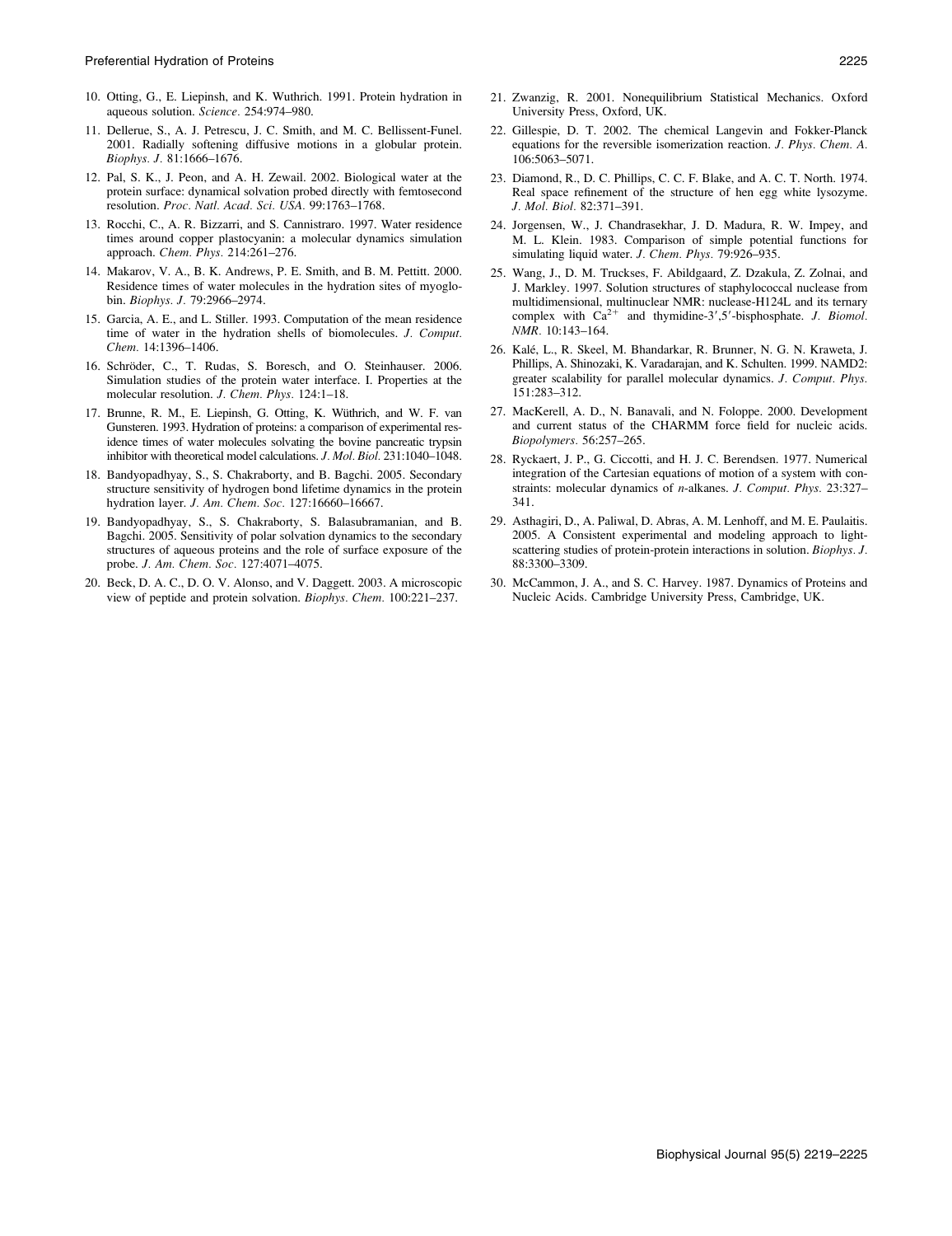10. Otting, G., E. Liepinsh, and K. Wuthrich. 1991. Protein hydration in aqueous solution. *Science*. 254:974–980.

11. Dellerue, S., A. J. Petrescu, J. C. Smith, and M. C. Bellissent-Funel. 2001. Radially softening diffusive motions in a globular protein. *Biophys. J.* 81:1666–1676.

12. Pal, S. K., J. Peon, and A. H. Zewail. 2002. Biological water at the protein surface: dynamical solvation probed directly with femtosecond resolution. *Proc. Natl. Acad. Sci. USA.* 99:1763–1768.

13. Rocchi, C., A. R. Bizzarri, and S. Cannistraro. 1997. Water residence times around copper plastocyanin: a molecular dynamics simulation approach. *Chem. Phys.* 214:261–276.

14. Makarov, V. A., B. K. Andrews, P. E. Smith, and B. M. Pettitt. 2000. Residence times of water molecules in the hydration sites of myoglobin. *Biophys. J.* 79:2966–2974.

15. Garcia, A. E., and L. Stiller. 1993. Computation of the mean residence time of water in the hydration shells of biomolecules. *J. Comput. Chem.* 14:1396–1406.

16. Schröder, C., T. Rudas, S. Boresch, and O. Steinhauser. 2006. Simulation studies of the protein water interface. I. Properties at the molecular resolution. *J. Chem. Phys.* 124:1–18.

17. Brunne, R. M., E. Liepinsh, G. Otting, K. Wüthrich, and W. F. van Gunsteren. 1993. Hydration of proteins: a comparison of experimental residence times of water molecules solvating the bovine pancreatic trypsin inhibitor with theoretical model calculations. *J. Mol. Biol.* 231:1040–1048.

18. Bandyopadhyay, S., S. Chakraborty, and B. Bagchi. 2005. Secondary structure sensitivity of hydrogen bond lifetime dynamics in the protein hydration layer. *J. Am. Chem. Soc.* 127:16660–16667.

19. Bandyopadhyay, S., S. Chakraborty, S. Balasubramanian, and B. Bagchi. 2005. Sensitivity of polar solvation dynamics to the secondary structures of aqueous proteins and the role of surface exposure of the probe. *J. Am. Chem. Soc.* 127:4071–4075.

20. Beck, D. A. C., D. O. V. Alonso, and V. Daggett. 2003. A microscopic view of peptide and protein solvation. *Biophys. Chem.* 100:221–237.

21. Zwanzig, R. 2001. Nonequilibrium Statistical Mechanics. Oxford University Press, Oxford, UK.

22. Gillespie, D. T. 2002. The chemical Langevin and Fokker-Planck equations for the reversible isomerization reaction. *J. Phys. Chem. A.* 106:5063–5071.

23. Diamond, R., D. C. Phillips, C. C. F. Blake, and A. C. T. North. 1974. Real space refinement of the structure of hen egg white lysozyme. *J. Mol. Biol.* 82:371–391.

24. Jorgensen, W., J. Chandrasekhar, J. D. Madura, R. W. Impey, and M. L. Klein. 1983. Comparison of simple potential functions for simulating liquid water. *J. Chem. Phys.* 79:926–935.

25. Wang, J., D. M. Truckses, F. Abildgaard, Z. Dzakula, Z. Zolnai, and J. Markley. 1997. Solution structures of staphylococcal nuclease from multidimensional, multinuclear NMR: nuclease-H124L and its ternary complex with $Ca^{2+}$ and thymidine-3′,5′-bisphosphate. *J. Biomol. NMR.* 10:143–164.

26. Kalé, L., R. Skeel, M. Bhandarkar, R. Brunner, N. G. N. Kraweta, J. Phillips, A. Shinozaki, K. Varadarajan, and K. Schulten. 1999. NAMD2: greater scalability for parallel molecular dynamics. *J. Comput. Phys.* 151:283–312.

27. MacKerell, A. D., N. Banavali, and N. Foloppe. 2000. Development and current status of the CHARMM force field for nucleic acids. *Biopolymers.* 56:257–265.

28. Ryckaert, J. P., G. Ciccotti, and H. J. C. Berendsen. 1977. Numerical integration of the Cartesian equations of motion of a system with constraints: molecular dynamics of *n*-alkanes. *J. Comput. Phys.* 23:327–341.

29. Asthagiri, D., A. Paliwal, D. Abras, A. M. Lenhoff, and M. E. Paulaitis. 2005. A Consistent experimental and modeling approach to light-scattering studies of protein-protein interactions in solution. *Biophys. J.* 88:3300–3309.

30. McCammon, J. A., and S. C. Harvey. 1987. Dynamics of Proteins and Nucleic Acids. Cambridge University Press, Cambridge, UK.